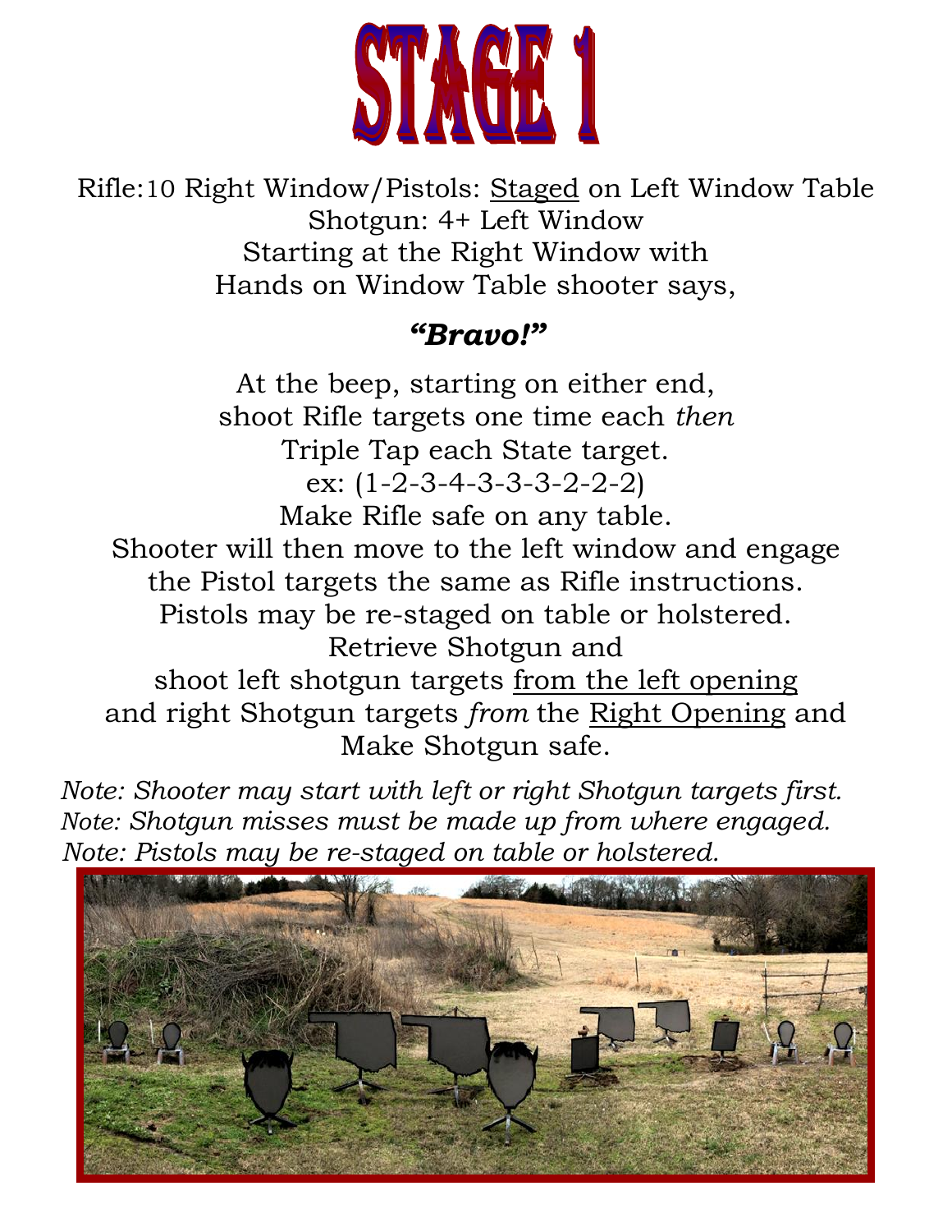# STAGE 1

Rifle:10 Right Window/Pistols: Staged on Left Window Table
Shotgun: 4+ Left Window
Starting at the Right Window with
Hands on Window Table shooter says,

***"Bravo!"***

At the beep, starting on either end,
shoot Rifle targets one time each *then*
Triple Tap each State target.
ex: (1-2-3-4-3-3-3-2-2-2)
Make Rifle safe on any table.
Shooter will then move to the left window and engage
the Pistol targets the same as Rifle instructions.
Pistols may be re-staged on table or holstered.
Retrieve Shotgun and
shoot left shotgun targets from the left opening
and right Shotgun targets *from* the Right Opening and
Make Shotgun safe.

*Note: Shooter may start with left or right Shotgun targets first.*
*Note: Shotgun misses must be made up from where engaged.*
*Note: Pistols may be re-staged on table or holstered.*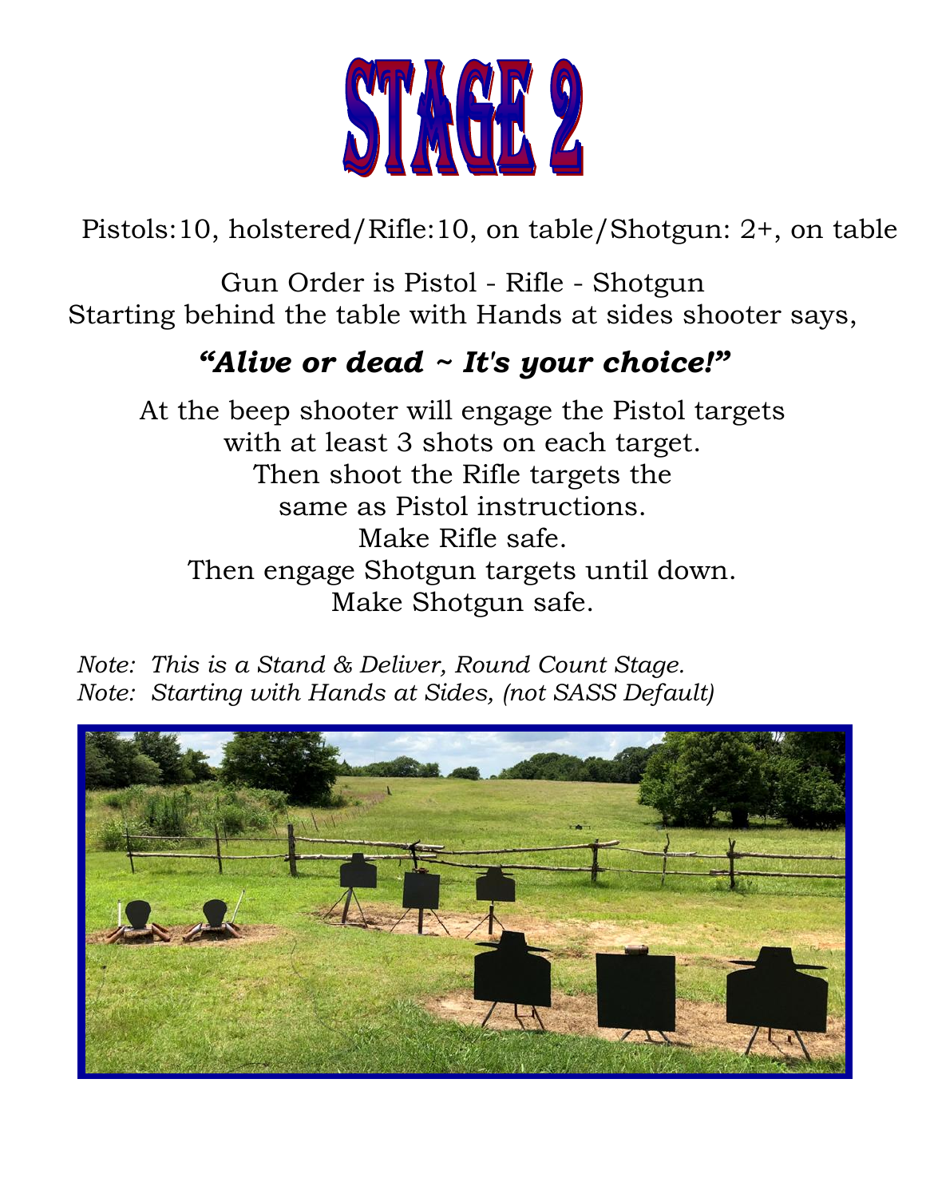# STAGE 2

Pistols:10, holstered/Rifle:10, on table/Shotgun: 2+, on table

Gun Order is Pistol - Rifle - Shotgun
Starting behind the table with Hands at sides shooter says,

***"Alive or dead ~ It's your choice!"***

At the beep shooter will engage the Pistol targets
with at least 3 shots on each target.
Then shoot the Rifle targets the
same as Pistol instructions.
Make Rifle safe.
Then engage Shotgun targets until down.
Make Shotgun safe.

*Note: This is a Stand & Deliver, Round Count Stage.*
*Note: Starting with Hands at Sides, (not SASS Default)*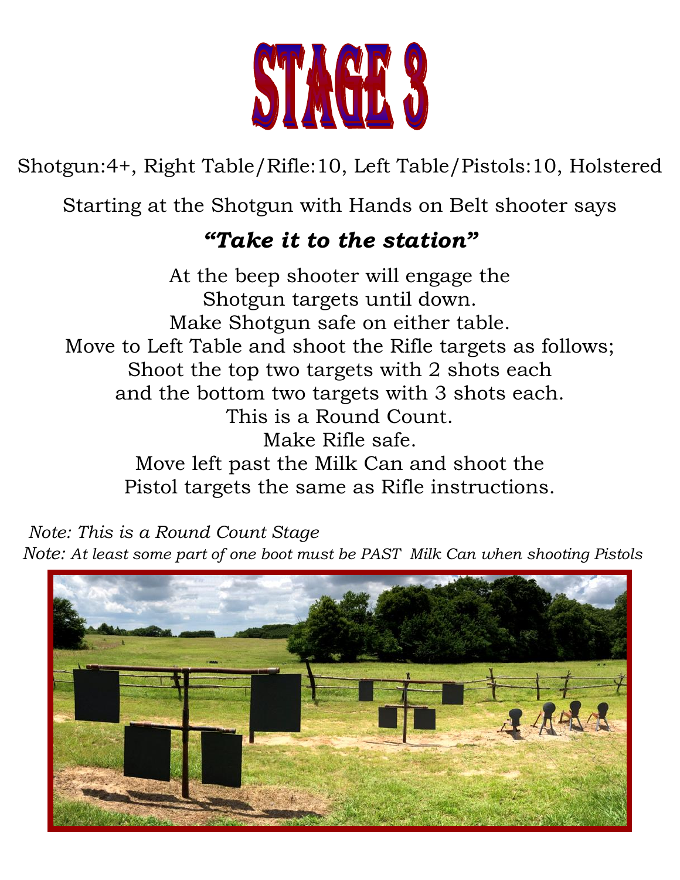# STAGE 3

Shotgun:4+, Right Table/Rifle:10, Left Table/Pistols:10, Holstered

Starting at the Shotgun with Hands on Belt shooter says

***"Take it to the station"***

At the beep shooter will engage the
Shotgun targets until down.
Make Shotgun safe on either table.
Move to Left Table and shoot the Rifle targets as follows;
Shoot the top two targets with 2 shots each
and the bottom two targets with 3 shots each.
This is a Round Count.
Make Rifle safe.
Move left past the Milk Can and shoot the
Pistol targets the same as Rifle instructions.

*Note: This is a Round Count Stage*

*Note: At least some part of one boot must be PAST Milk Can when shooting Pistols*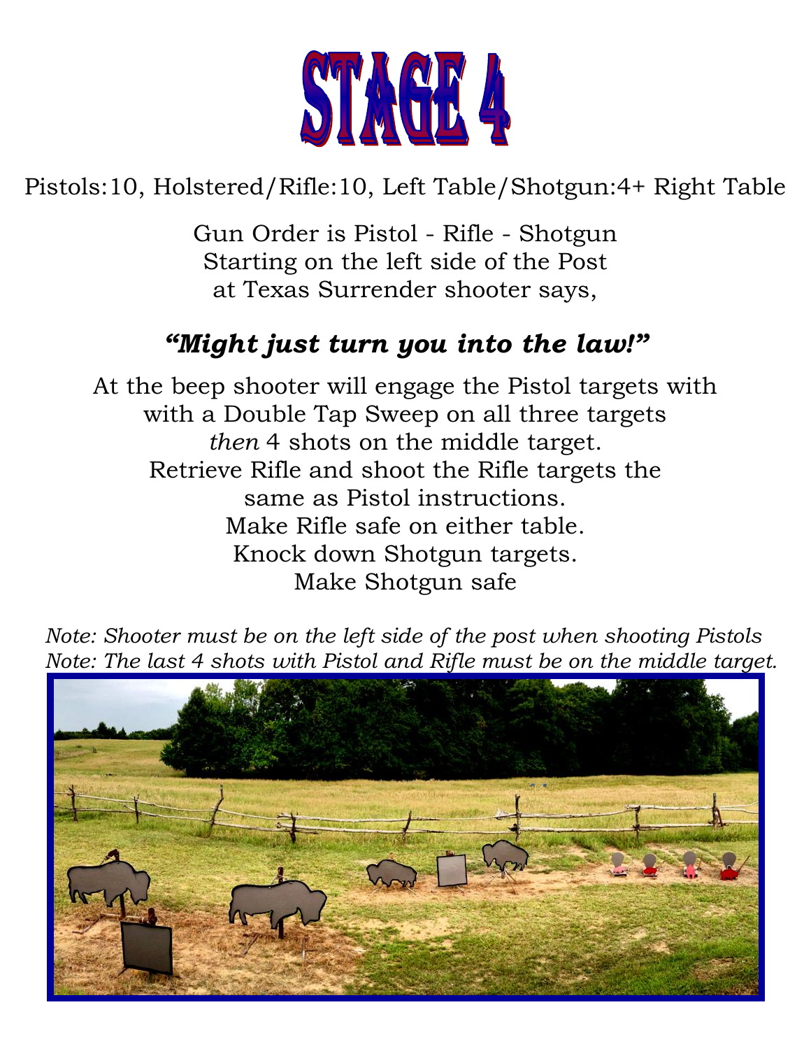# STAGE 4

Pistols:10, Holstered/Rifle:10, Left Table/Shotgun:4+ Right Table

Gun Order is Pistol - Rifle - Shotgun
Starting on the left side of the Post
at Texas Surrender shooter says,

***"Might just turn you into the law!"***

At the beep shooter will engage the Pistol targets with
with a Double Tap Sweep on all three targets
*then* 4 shots on the middle target.
Retrieve Rifle and shoot the Rifle targets the
same as Pistol instructions.
Make Rifle safe on either table.
Knock down Shotgun targets.
Make Shotgun safe

*Note: Shooter must be on the left side of the post when shooting Pistols*
*Note: The last 4 shots with Pistol and Rifle must be on the middle target.*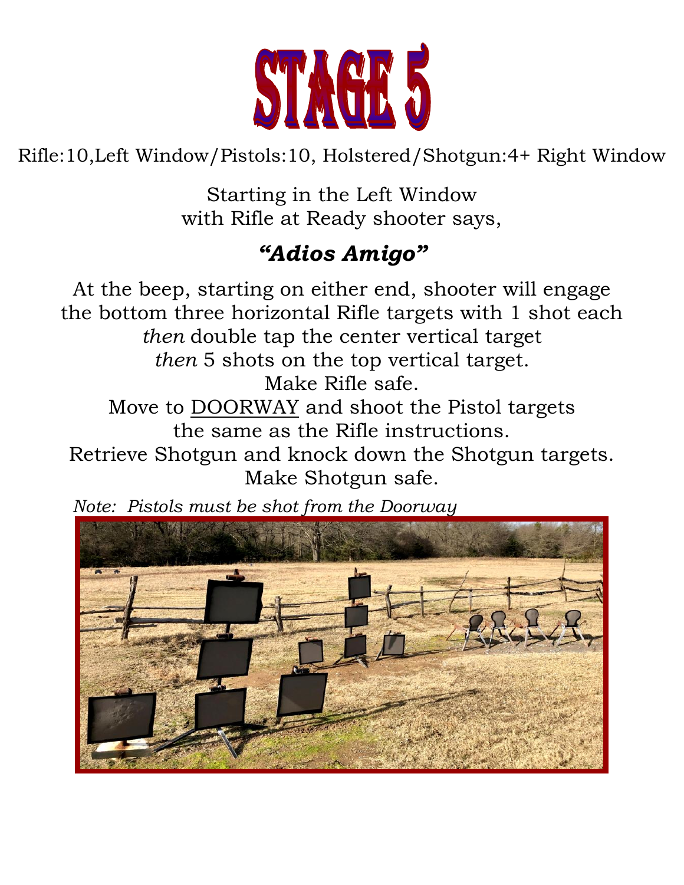# STAGE 5

Rifle:10,Left Window/Pistols:10, Holstered/Shotgun:4+ Right Window

Starting in the Left Window
with Rifle at Ready shooter says,

***"Adios Amigo"***

At the beep, starting on either end, shooter will engage
the bottom three horizontal Rifle targets with 1 shot each
*then* double tap the center vertical target
*then* 5 shots on the top vertical target.
Make Rifle safe.
Move to <u>DOORWAY</u> and shoot the Pistol targets
the same as the Rifle instructions.
Retrieve Shotgun and knock down the Shotgun targets.
Make Shotgun safe.

*Note: Pistols must be shot from the Doorway*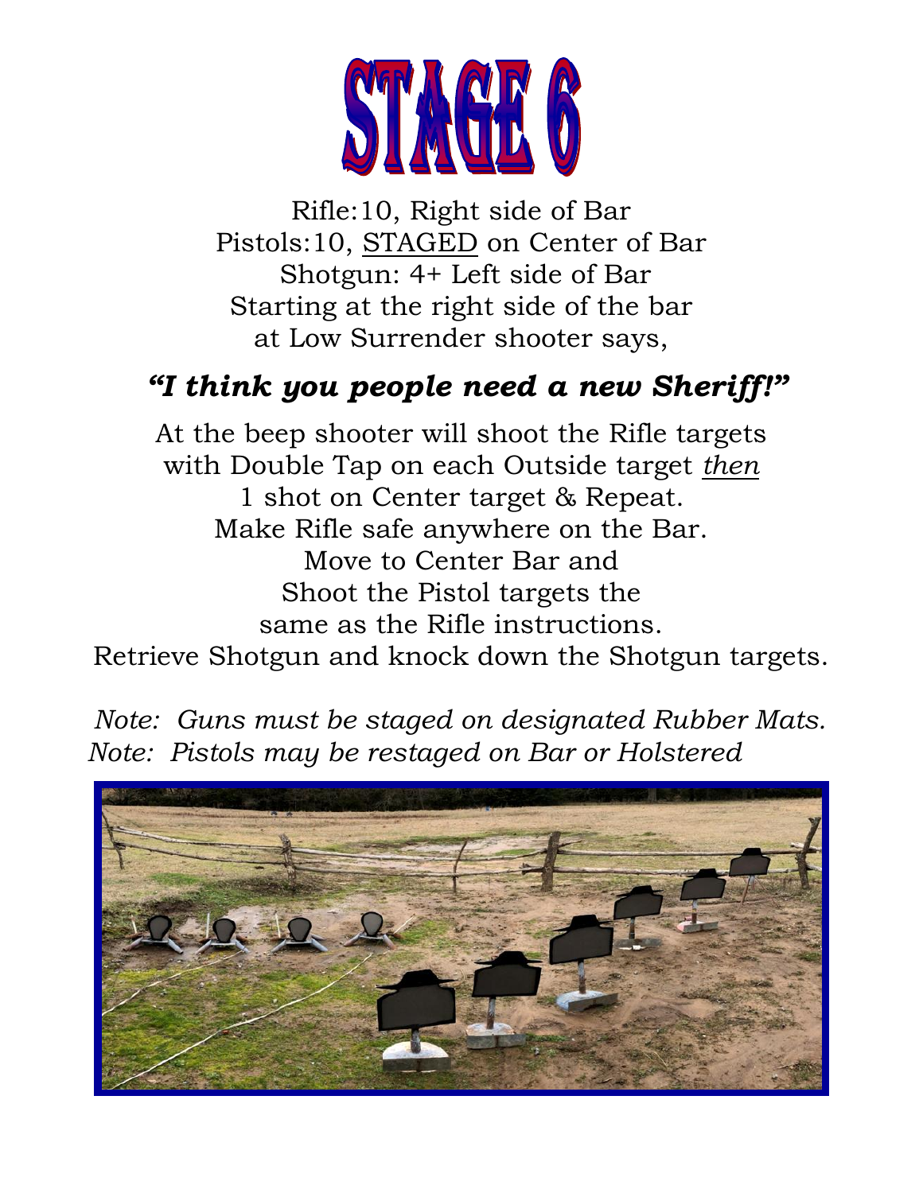# STAGE 6

Rifle:10, Right side of Bar
Pistols:10, <u>STAGED</u> on Center of Bar
Shotgun: 4+ Left side of Bar
Starting at the right side of the bar
at Low Surrender shooter says,

***"I think you people need a new Sheriff!"***

At the beep shooter will shoot the Rifle targets
with Double Tap on each Outside target *<u>then</u>*
1 shot on Center target & Repeat.
Make Rifle safe anywhere on the Bar.
Move to Center Bar and
Shoot the Pistol targets the
same as the Rifle instructions.
Retrieve Shotgun and knock down the Shotgun targets.

*Note: Guns must be staged on designated Rubber Mats.*
*Note: Pistols may be restaged on Bar or Holstered*